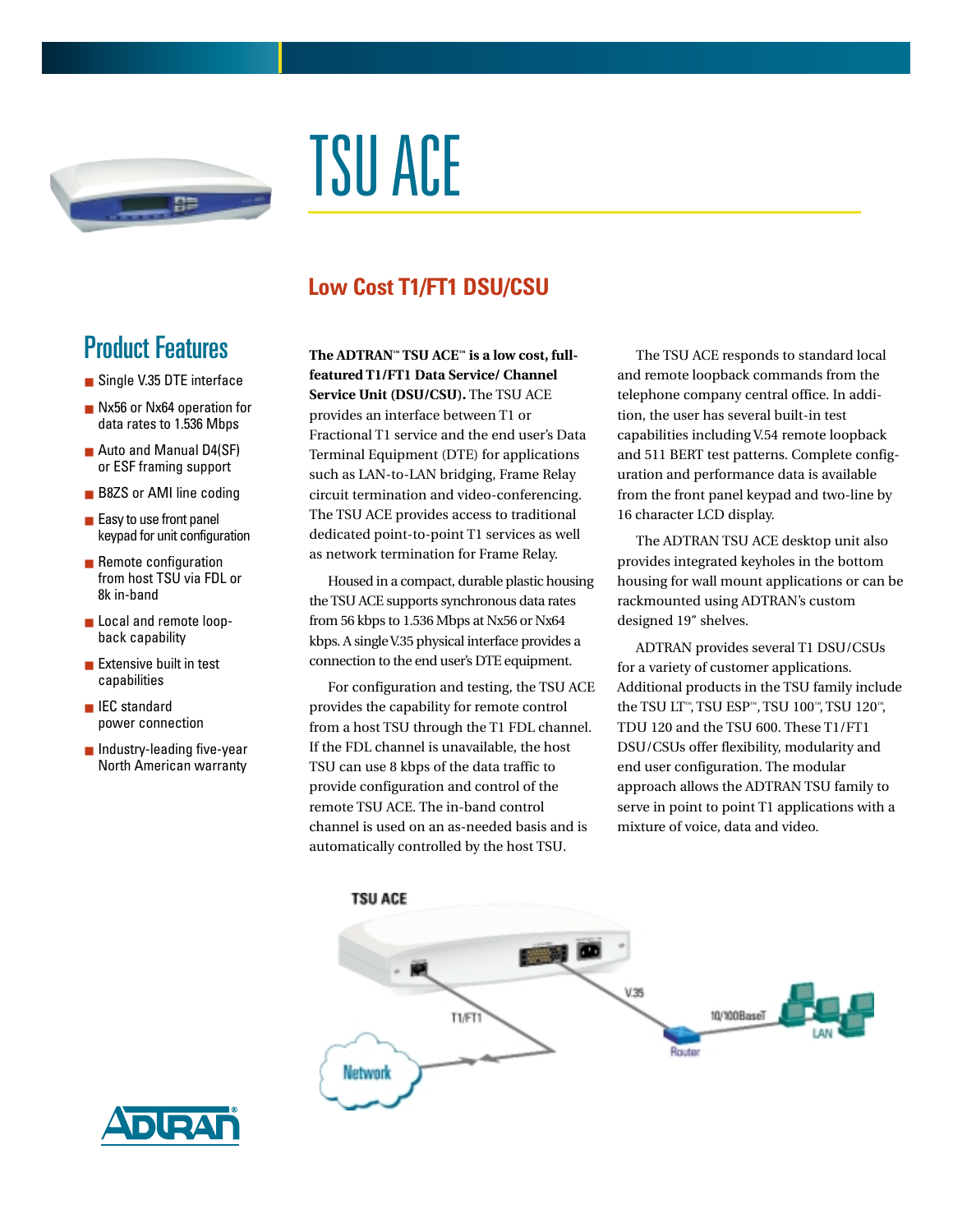# TSU ACE

## Low Cost T1/FT1 DSU/CSU

### Product Features

- Single V.35 DTE interface
- Nx56 or Nx64 operation for data rates to 1.536 Mbps
- Auto and Manual D4(SF) or ESF framing support
- B8ZS or AMI line coding
- Easy to use front panel keypad for unit configuration
- Remote configuration from host TSU via FDL or 8k in-band
- Local and remote loop-back capability
- Extensive built in test capabilities
- IEC standard power connection
- Industry-leading five-year North American warranty

**The ADTRAN™ TSU ACE™ is a low cost, full-featured T1/FT1 Data Service/ Channel Service Unit (DSU/CSU).** The TSU ACE provides an interface between T1 or Fractional T1 service and the end user's Data Terminal Equipment (DTE) for applications such as LAN-to-LAN bridging, Frame Relay circuit termination and video-conferencing. The TSU ACE provides access to traditional dedicated point-to-point T1 services as well as network termination for Frame Relay.

Housed in a compact, durable plastic housing the TSU ACE supports synchronous data rates from 56 kbps to 1.536 Mbps at Nx56 or Nx64 kbps. A single V.35 physical interface provides a connection to the end user's DTE equipment.

For configuration and testing, the TSU ACE provides the capability for remote control from a host TSU through the T1 FDL channel. If the FDL channel is unavailable, the host TSU can use 8 kbps of the data traffic to provide configuration and control of the remote TSU ACE. The in-band control channel is used on an as-needed basis and is automatically controlled by the host TSU.

The TSU ACE responds to standard local and remote loopback commands from the telephone company central office. In addition, the user has several built-in test capabilities including V.54 remote loopback and 511 BERT test patterns. Complete configuration and performance data is available from the front panel keypad and two-line by 16 character LCD display.

The ADTRAN TSU ACE desktop unit also provides integrated keyholes in the bottom housing for wall mount applications or can be rackmounted using ADTRAN's custom designed 19" shelves.

ADTRAN provides several T1 DSU/CSUs for a variety of customer applications. Additional products in the TSU family include the TSU LT™, TSU ESP™, TSU 100™, TSU 120™, TDU 120 and the TSU 600. These T1/FT1 DSU/CSUs offer flexibility, modularity and end user configuration. The modular approach allows the ADTRAN TSU family to serve in point to point T1 applications with a mixture of voice, data and video.

TSU ACE

T1/FT1 — V.35 — Router — 10/100BaseT — LAN — Network

ADTRAN®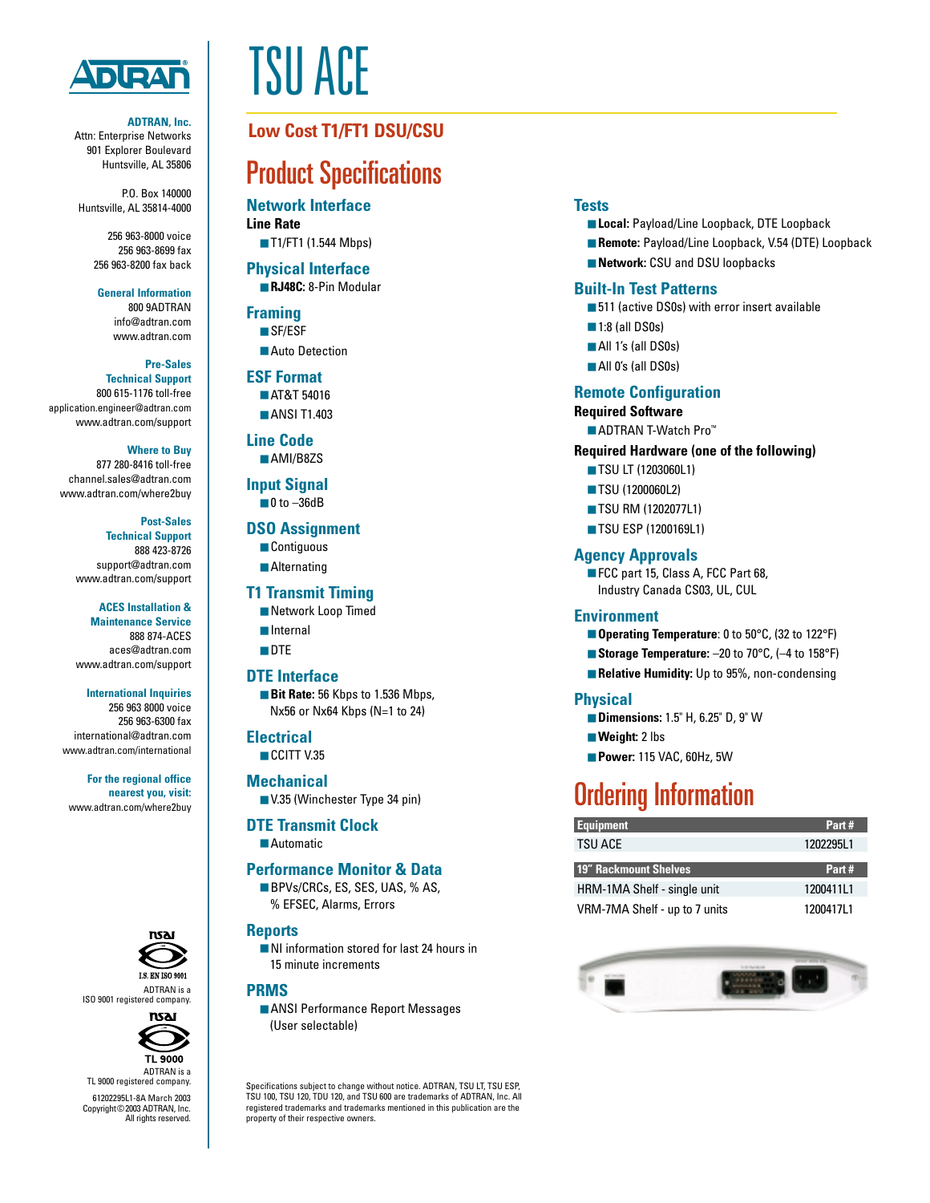# TSU ACE

## Low Cost T1/FT1 DSU/CSU

## Product Specifications

### Network Interface

**Line Rate**

- T1/FT1 (1.544 Mbps)

### Physical Interface

- **RJ48C:** 8-Pin Modular

### Framing

- SF/ESF
- Auto Detection

### ESF Format

- AT&T 54016
- ANSI T1.403

### Line Code

- AMI/B8ZS

### Input Signal

- 0 to –36dB

### DSO Assignment

- Contiguous
- Alternating

### T1 Transmit Timing

- Network Loop Timed
- Internal
- DTE

### DTE Interface

- **Bit Rate:** 56 Kbps to 1.536 Mbps, Nx56 or Nx64 Kbps (N=1 to 24)

### Electrical

- CCITT V.35

### Mechanical

- V.35 (Winchester Type 34 pin)

### DTE Transmit Clock

- Automatic

### Performance Monitor & Data

- BPVs/CRCs, ES, SES, UAS, % AS, % EFSEC, Alarms, Errors

### Reports

- NI information stored for last 24 hours in 15 minute increments

### PRMS

- ANSI Performance Report Messages (User selectable)

### Tests

- **Local:** Payload/Line Loopback, DTE Loopback
- **Remote:** Payload/Line Loopback, V.54 (DTE) Loopback
- **Network:** CSU and DSU loopbacks

### Built-In Test Patterns

- 511 (active DS0s) with error insert available
- 1:8 (all DS0s)
- All 1's (all DS0s)
- All 0's (all DS0s)

### Remote Configuration

**Required Software**

- ADTRAN T-Watch Pro™

**Required Hardware (one of the following)**

- TSU LT (1203060L1)
- TSU (1200060L2)
- TSU RM (1202077L1)
- TSU ESP (1200169L1)

### Agency Approvals

- FCC part 15, Class A, FCC Part 68, Industry Canada CS03, UL, CUL

### Environment

- **Operating Temperature**: 0 to 50°C, (32 to 122°F)
- **Storage Temperature:** –20 to 70°C, (–4 to 158°F)
- **Relative Humidity:** Up to 95%, non-condensing

### Physical

- **Dimensions:** 1.5" H, 6.25" D, 9" W
- **Weight:** 2 lbs
- **Power:** 115 VAC, 60Hz, 5W

## Ordering Information

| Equipment | Part # |
|---|---|
| TSU ACE | 1202295L1 |

| 19" Rackmount Shelves | Part # |
|---|---|
| HRM-1MA Shelf - single unit | 1200411L1 |
| VRM-7MA Shelf - up to 7 units | 1200417L1 |

Specifications subject to change without notice. ADTRAN, TSU LT, TSU ESP, TSU 100, TSU 120, TDU 120, and TSU 600 are trademarks of ADTRAN, Inc. All registered trademarks and trademarks mentioned in this publication are the property of their respective owners.

---

**ADTRAN, Inc.**
Attn: Enterprise Networks
901 Explorer Boulevard
Huntsville, AL 35806

P.O. Box 140000
Huntsville, AL 35814-4000

256 963-8000 voice
256 963-8699 fax
256 963-8200 fax back

**General Information**
800 9ADTRAN
info@adtran.com
www.adtran.com

**Pre-Sales Technical Support**
800 615-1176 toll-free
application.engineer@adtran.com
www.adtran.com/support

**Where to Buy**
877 280-8416 toll-free
channel.sales@adtran.com
www.adtran.com/where2buy

**Post-Sales Technical Support**
888 423-8726
support@adtran.com
www.adtran.com/support

**ACES Installation & Maintenance Service**
888 874-ACES
aces@adtran.com
www.adtran.com/support

**International Inquiries**
256 963 8000 voice
256 963-6300 fax
international@adtran.com
www.adtran.com/international

**For the regional office nearest you, visit:**
www.adtran.com/where2buy

I.S. EN ISO 9001
ADTRAN is a ISO 9001 registered company.

TL 9000
ADTRAN is a TL 9000 registered company.

61202295L1-8A March 2003
Copyright © 2003 ADTRAN, Inc.
All rights reserved.